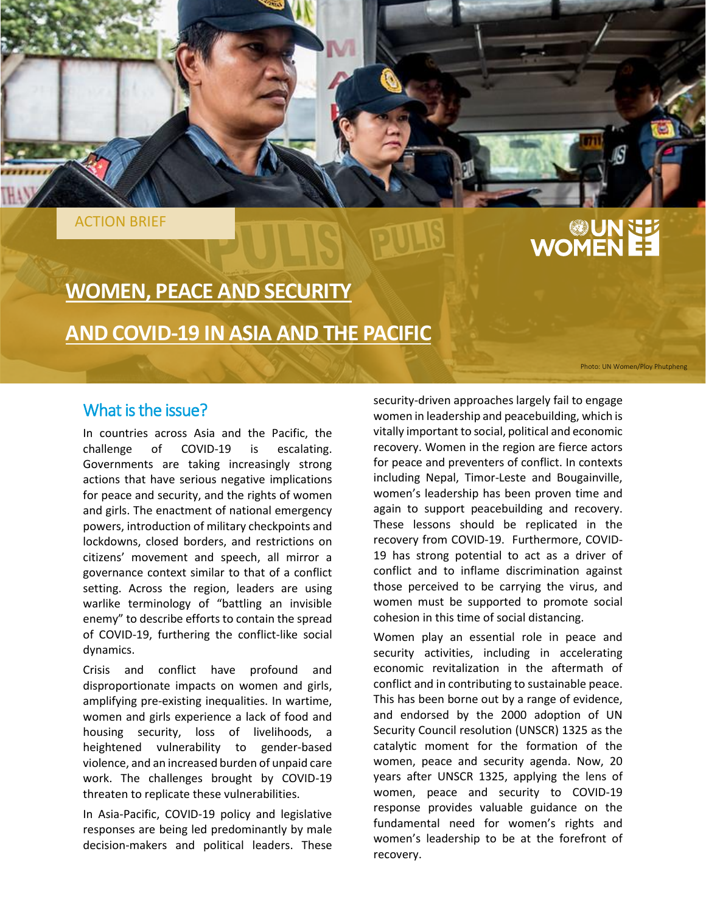ACTION BRIEF

# WOMEN, PEACE AND SECURITY AND COVID-19 IN ASIA AND THE PACIFIC

Photo: UN Women/Ploy Phutpheng

## What is the issue?

In countries across Asia and the Pacific, the challenge of COVID-19 is escalating. Governments are taking increasingly strong actions that have serious negative implications for peace and security, and the rights of women and girls. The enactment of national emergency powers, introduction of military checkpoints and lockdowns, closed borders, and restrictions on citizens' movement and speech, all mirror a governance context similar to that of a conflict setting. Across the region, leaders are using warlike terminology of "battling an invisible enemy" to describe efforts to contain the spread of COVID-19, furthering the conflict-like social dynamics.

Crisis and conflict have profound and disproportionate impacts on women and girls, amplifying pre-existing inequalities. In wartime, women and girls experience a lack of food and housing security, loss of livelihoods, a heightened vulnerability to gender-based violence, and an increased burden of unpaid care work. The challenges brought by COVID-19 threaten to replicate these vulnerabilities.

In Asia-Pacific, COVID-19 policy and legislative responses are being led predominantly by male decision-makers and political leaders. These security-driven approaches largely fail to engage women in leadership and peacebuilding, which is vitally important to social, political and economic recovery. Women in the region are fierce actors for peace and preventers of conflict. In contexts including Nepal, Timor-Leste and Bougainville, women's leadership has been proven time and again to support peacebuilding and recovery. These lessons should be replicated in the recovery from COVID-19. Furthermore, COVID-19 has strong potential to act as a driver of conflict and to inflame discrimination against those perceived to be carrying the virus, and women must be supported to promote social cohesion in this time of social distancing.

Women play an essential role in peace and security activities, including in accelerating economic revitalization in the aftermath of conflict and in contributing to sustainable peace. This has been borne out by a range of evidence, and endorsed by the 2000 adoption of UN Security Council resolution (UNSCR) 1325 as the catalytic moment for the formation of the women, peace and security agenda. Now, 20 years after UNSCR 1325, applying the lens of women, peace and security to COVID-19 response provides valuable guidance on the fundamental need for women's rights and women's leadership to be at the forefront of recovery.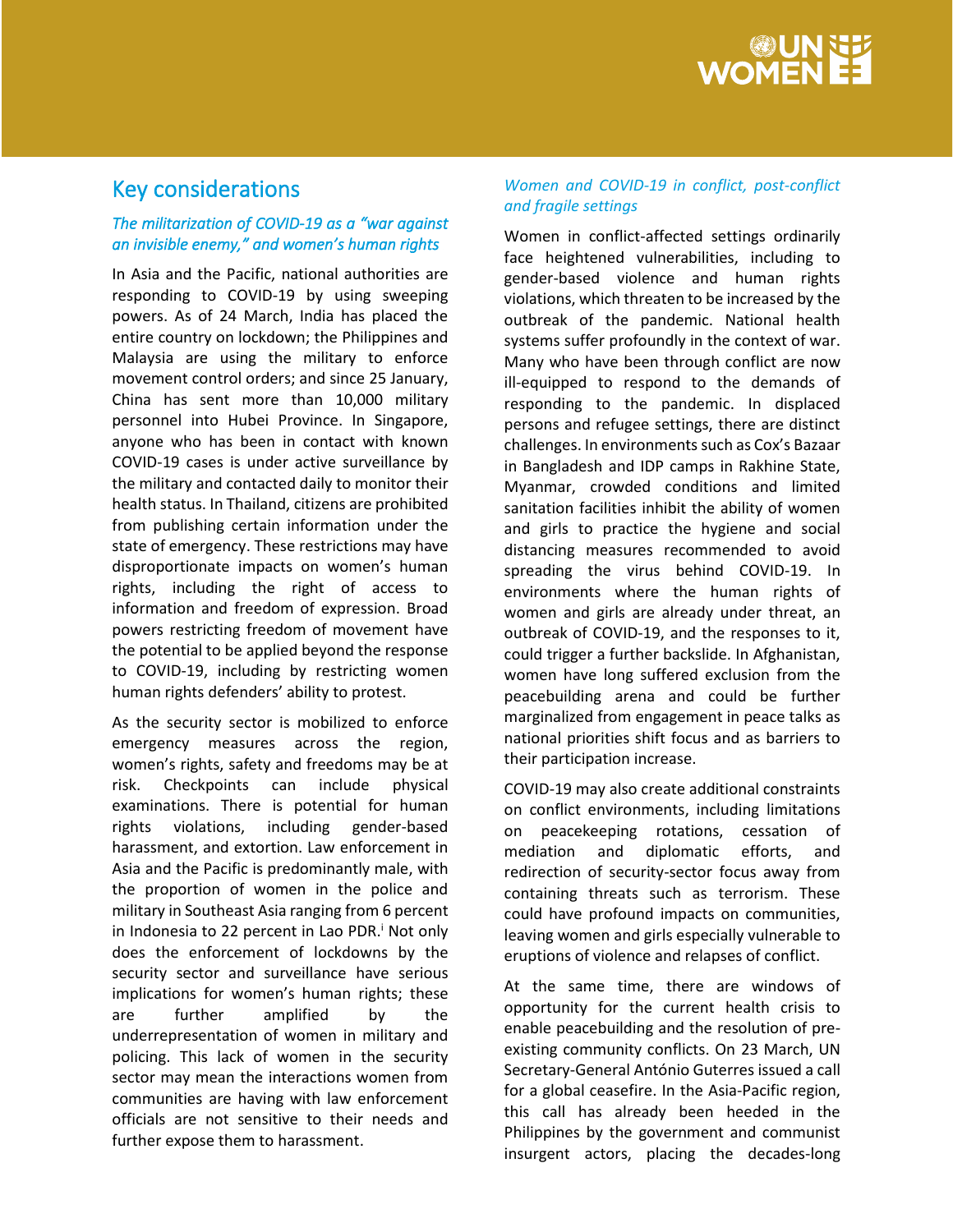## Key considerations

### *The militarization of COVID-19 as a "war against an invisible enemy," and women's human rights*

In Asia and the Pacific, national authorities are responding to COVID-19 by using sweeping powers. As of 24 March, India has placed the entire country on lockdown; the Philippines and Malaysia are using the military to enforce movement control orders; and since 25 January, China has sent more than 10,000 military personnel into Hubei Province. In Singapore, anyone who has been in contact with known COVID-19 cases is under active surveillance by the military and contacted daily to monitor their health status. In Thailand, citizens are prohibited from publishing certain information under the state of emergency. These restrictions may have disproportionate impacts on women's human rights, including the right of access to information and freedom of expression. Broad powers restricting freedom of movement have the potential to be applied beyond the response to COVID-19, including by restricting women human rights defenders' ability to protest.

As the security sector is mobilized to enforce emergency measures across the region, women's rights, safety and freedoms may be at risk. Checkpoints can include physical examinations. There is potential for human rights violations, including gender-based harassment, and extortion. Law enforcement in Asia and the Pacific is predominantly male, with the proportion of women in the police and military in Southeast Asia ranging from 6 percent in Indonesia to 22 percent in Lao PDR.[i] Not only does the enforcement of lockdowns by the security sector and surveillance have serious implications for women's human rights; these are further amplified by the underrepresentation of women in military and policing. This lack of women in the security sector may mean the interactions women from communities are having with law enforcement officials are not sensitive to their needs and further expose them to harassment.

### *Women and COVID-19 in conflict, post-conflict and fragile settings*

Women in conflict-affected settings ordinarily face heightened vulnerabilities, including to gender-based violence and human rights violations, which threaten to be increased by the outbreak of the pandemic. National health systems suffer profoundly in the context of war. Many who have been through conflict are now ill-equipped to respond to the demands of responding to the pandemic. In displaced persons and refugee settings, there are distinct challenges. In environments such as Cox's Bazaar in Bangladesh and IDP camps in Rakhine State, Myanmar, crowded conditions and limited sanitation facilities inhibit the ability of women and girls to practice the hygiene and social distancing measures recommended to avoid spreading the virus behind COVID-19. In environments where the human rights of women and girls are already under threat, an outbreak of COVID-19, and the responses to it, could trigger a further backslide. In Afghanistan, women have long suffered exclusion from the peacebuilding arena and could be further marginalized from engagement in peace talks as national priorities shift focus and as barriers to their participation increase.

COVID-19 may also create additional constraints on conflict environments, including limitations on peacekeeping rotations, cessation of mediation and diplomatic efforts, and redirection of security-sector focus away from containing threats such as terrorism. These could have profound impacts on communities, leaving women and girls especially vulnerable to eruptions of violence and relapses of conflict.

At the same time, there are windows of opportunity for the current health crisis to enable peacebuilding and the resolution of pre-existing community conflicts. On 23 March, UN Secretary-General António Guterres issued a call for a global ceasefire. In the Asia-Pacific region, this call has already been heeded in the Philippines by the government and communist insurgent actors, placing the decades-long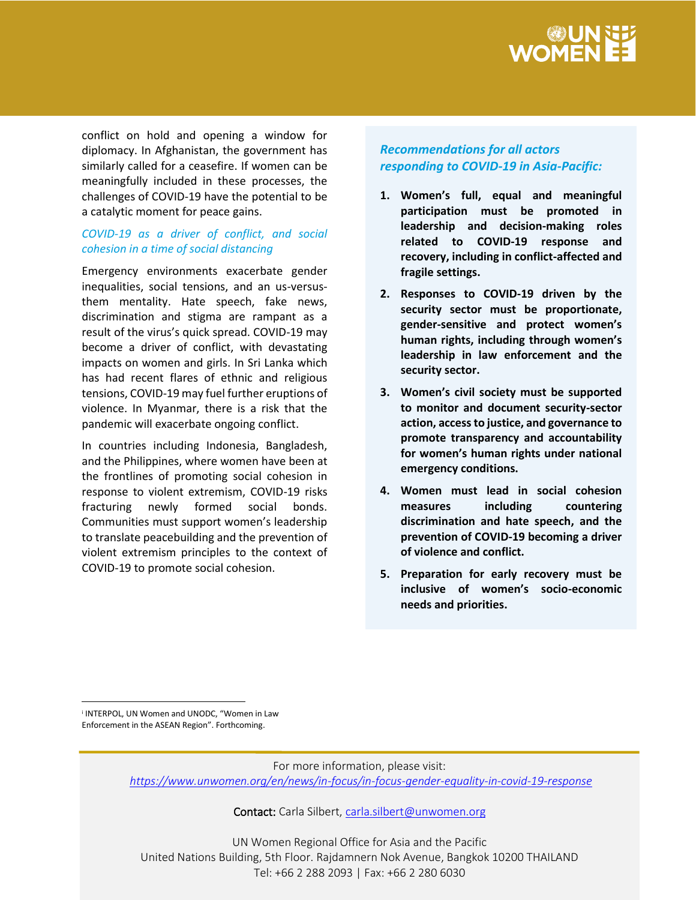conflict on hold and opening a window for diplomacy. In Afghanistan, the government has similarly called for a ceasefire. If women can be meaningfully included in these processes, the challenges of COVID-19 have the potential to be a catalytic moment for peace gains.

### *COVID-19 as a driver of conflict, and social cohesion in a time of social distancing*

Emergency environments exacerbate gender inequalities, social tensions, and an us-versus-them mentality. Hate speech, fake news, discrimination and stigma are rampant as a result of the virus's quick spread. COVID-19 may become a driver of conflict, with devastating impacts on women and girls. In Sri Lanka which has had recent flares of ethnic and religious tensions, COVID-19 may fuel further eruptions of violence. In Myanmar, there is a risk that the pandemic will exacerbate ongoing conflict.

In countries including Indonesia, Bangladesh, and the Philippines, where women have been at the frontlines of promoting social cohesion in response to violent extremism, COVID-19 risks fracturing newly formed social bonds. Communities must support women's leadership to translate peacebuilding and the prevention of violent extremism principles to the context of COVID-19 to promote social cohesion.

### *Recommendations for all actors responding to COVID-19 in Asia-Pacific:*

1. **Women's full, equal and meaningful participation must be promoted in leadership and decision-making roles related to COVID-19 response and recovery, including in conflict-affected and fragile settings.**
2. **Responses to COVID-19 driven by the security sector must be proportionate, gender-sensitive and protect women's human rights, including through women's leadership in law enforcement and the security sector.**
3. **Women's civil society must be supported to monitor and document security-sector action, access to justice, and governance to promote transparency and accountability for women's human rights under national emergency conditions.**
4. **Women must lead in social cohesion measures including countering discrimination and hate speech, and the prevention of COVID-19 becoming a driver of violence and conflict.**
5. **Preparation for early recovery must be inclusive of women's socio-economic needs and priorities.**

---

[i] INTERPOL, UN Women and UNODC, "Women in Law Enforcement in the ASEAN Region". Forthcoming.

For more information, please visit: https://www.unwomen.org/en/news/in-focus/in-focus-gender-equality-in-covid-19-response

Contact: Carla Silbert, carla.silbert@unwomen.org

UN Women Regional Office for Asia and the Pacific
United Nations Building, 5th Floor. Rajdamnern Nok Avenue, Bangkok 10200 THAILAND
Tel: +66 2 288 2093 | Fax: +66 2 280 6030